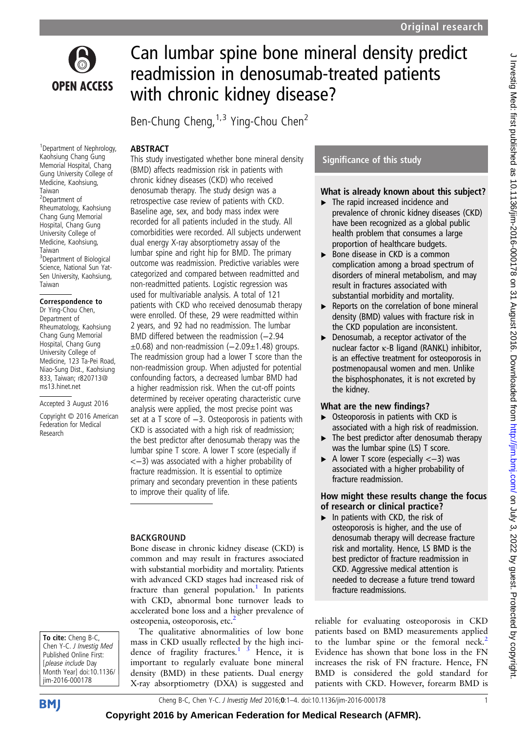# Can lumbar spine bone mineral density predict readmission in denosumab-treated patients with chronic kidney disease?

Ben-Chung Cheng,[1,3] Ying-Chou Chen[2]

[1]Department of Nephrology, Kaohsiung Chang Gung Memorial Hospital, Chang Gung University College of Medicine, Kaohsiung, Taiwan
[2]Department of Rheumatology, Kaohsiung Chang Gung Memorial Hospital, Chang Gung University College of Medicine, Kaohsiung, Taiwan
[3]Department of Biological Science, National Sun Yat-Sen University, Kaohsiung, Taiwan

**Correspondence to**
Dr Ying-Chou Chen, Department of Rheumatology, Kaohsiung Chang Gung Memorial Hospital, Chang Gung University College of Medicine, 123 Ta-Pei Road, Niao-Sung Dist., Kaohsiung 833, Taiwan; r820713@ms13.hinet.net

Accepted 3 August 2016

Copyright © 2016 American Federation for Medical Research

**To cite:** Cheng B-C, Chen Y-C. *J Investig Med* Published Online First: [*please include* Day Month Year] doi:10.1136/jim-2016-000178

## ABSTRACT

This study investigated whether bone mineral density (BMD) affects readmission risk in patients with chronic kidney diseases (CKD) who received denosumab therapy. The study design was a retrospective case review of patients with CKD. Baseline age, sex, and body mass index were recorded for all patients included in the study. All comorbidities were recorded. All subjects underwent dual energy X-ray absorptiometry assay of the lumbar spine and right hip for BMD. The primary outcome was readmission. Predictive variables were categorized and compared between readmitted and non-readmitted patients. Logistic regression was used for multivariable analysis. A total of 121 patients with CKD who received denosumab therapy were enrolled. Of these, 29 were readmitted within 2 years, and 92 had no readmission. The lumbar BMD differed between the readmission (−2.94 ±0.68) and non-readmission (−2.09±1.48) groups. The readmission group had a lower T score than the non-readmission group. When adjusted for potential confounding factors, a decreased lumbar BMD had a higher readmission risk. When the cut-off points determined by receiver operating characteristic curve analysis were applied, the most precise point was set at a T score of −3. Osteoporosis in patients with CKD is associated with a high risk of readmission; the best predictor after denosumab therapy was the lumbar spine T score. A lower T score (especially if <−3) was associated with a higher probability of fracture readmission. It is essential to optimize primary and secondary prevention in these patients to improve their quality of life.

## Significance of this study

### What is already known about this subject?

- The rapid increased incidence and prevalence of chronic kidney diseases (CKD) have been recognized as a global public health problem that consumes a large proportion of healthcare budgets.
- Bone disease in CKD is a common complication among a broad spectrum of disorders of mineral metabolism, and may result in fractures associated with substantial morbidity and mortality.
- Reports on the correlation of bone mineral density (BMD) values with fracture risk in the CKD population are inconsistent.
- Denosumab, a receptor activator of the nuclear factor κ-B ligand (RANKL) inhibitor, is an effective treatment for osteoporosis in postmenopausal women and men. Unlike the bisphosphonates, it is not excreted by the kidney.

### What are the new findings?

- Osteoporosis in patients with CKD is associated with a high risk of readmission.
- The best predictor after denosumab therapy was the lumbar spine (LS) T score.
- A lower T score (especially <−3) was associated with a higher probability of fracture readmission.

### How might these results change the focus of research or clinical practice?

- In patients with CKD, the risk of osteoporosis is higher, and the use of denosumab therapy will decrease fracture risk and mortality. Hence, LS BMD is the best predictor of fracture readmission in CKD. Aggressive medical attention is needed to decrease a future trend toward fracture readmissions.

## BACKGROUND

Bone disease in chronic kidney disease (CKD) is common and may result in fractures associated with substantial morbidity and mortality. Patients with advanced CKD stages had increased risk of fracture than general population.[1] In patients with CKD, abnormal bone turnover leads to accelerated bone loss and a higher prevalence of osteopenia, osteoporosis, etc.[2]

The qualitative abnormalities of low bone mass in CKD usually reflected by the high incidence of fragility fractures.[1 3] Hence, it is important to regularly evaluate bone mineral density (BMD) in these patients. Dual energy X-ray absorptiometry (DXA) is suggested and reliable for evaluating osteoporosis in CKD patients based on BMD measurements applied to the lumbar spine or the femoral neck.[2] Evidence has shown that bone loss in the FN increases the risk of FN fracture. Hence, FN BMD is considered the gold standard for patients with CKD. However, forearm BMD is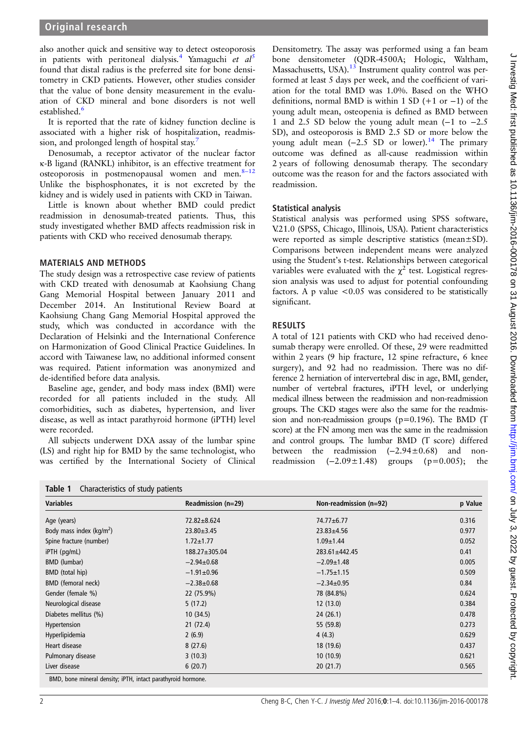also another quick and sensitive way to detect osteoporosis in patients with peritoneal dialysis.[4] Yamaguchi *et al*[5] found that distal radius is the preferred site for bone densitometry in CKD patients. However, other studies consider that the value of bone density measurement in the evaluation of CKD mineral and bone disorders is not well established.[6]

It is reported that the rate of kidney function decline is associated with a higher risk of hospitalization, readmission, and prolonged length of hospital stay.[7]

Denosumab, a receptor activator of the nuclear factor κ-B ligand (RANKL) inhibitor, is an effective treatment for osteoporosis in postmenopausal women and men.[8–12] Unlike the bisphosphonates, it is not excreted by the kidney and is widely used in patients with CKD in Taiwan.

Little is known about whether BMD could predict readmission in denosumab-treated patients. Thus, this study investigated whether BMD affects readmission risk in patients with CKD who received denosumab therapy.

## MATERIALS AND METHODS

The study design was a retrospective case review of patients with CKD treated with denosumab at Kaohsiung Chang Gang Memorial Hospital between January 2011 and December 2014. An Institutional Review Board at Kaohsiung Chang Gang Memorial Hospital approved the study, which was conducted in accordance with the Declaration of Helsinki and the International Conference on Harmonization of Good Clinical Practice Guidelines. In accord with Taiwanese law, no additional informed consent was required. Patient information was anonymized and de-identified before data analysis.

Baseline age, gender, and body mass index (BMI) were recorded for all patients included in the study. All comorbidities, such as diabetes, hypertension, and liver disease, as well as intact parathyroid hormone (iPTH) level were recorded.

All subjects underwent DXA assay of the lumbar spine (LS) and right hip for BMD by the same technologist, who was certified by the International Society of Clinical Densitometry. The assay was performed using a fan beam bone densitometer (QDR-4500A; Hologic, Waltham, Massachusetts, USA).[13] Instrument quality control was performed at least 5 days per week, and the coefficient of variation for the total BMD was 1.0%. Based on the WHO definitions, normal BMD is within 1 SD (+1 or −1) of the young adult mean, osteopenia is defined as BMD between 1 and 2.5 SD below the young adult mean (−1 to −2.5 SD), and osteoporosis is BMD 2.5 SD or more below the young adult mean (−2.5 SD or lower).[14] The primary outcome was defined as all-cause readmission within 2 years of following denosumab therapy. The secondary outcome was the reason for and the factors associated with readmission.

### Statistical analysis

Statistical analysis was performed using SPSS software, V.21.0 (SPSS, Chicago, Illinois, USA). Patient characteristics were reported as simple descriptive statistics (mean±SD). Comparisons between independent means were analyzed using the Student's t-test. Relationships between categorical variables were evaluated with the $\chi^2$ test. Logistical regression analysis was used to adjust for potential confounding factors. A p value $<0.05$ was considered to be statistically significant.

## RESULTS

A total of 121 patients with CKD who had received denosumab therapy were enrolled. Of these, 29 were readmitted within 2 years (9 hip fracture, 12 spine refracture, 6 knee surgery), and 92 had no readmission. There was no difference 2 herniation of intervertebral disc in age, BMI, gender, number of vertebral fractures, iPTH level, or underlying medical illness between the readmission and non-readmission groups. The CKD stages were also the same for the readmission and non-readmission groups (p=0.196). The BMD (T score) at the FN among men was the same in the readmission and control groups. The lumbar BMD (T score) differed between the readmission (−2.94±0.68) and non-readmission (−2.09±1.48) groups (p=0.005); the

**Table 1** Characteristics of study patients

| Variables | Readmission (n=29) | Non-readmission (n=92) | p Value |
|---|---|---|---|
| Age (years) | 72.82±8.624 | 74.77±6.77 | 0.316 |
| Body mass index (kg/m$^2$) | 23.80±3.45 | 23.83±4.56 | 0.977 |
| Spine fracture (number) | 1.72±1.77 | 1.09±1.44 | 0.052 |
| iPTH (pg/mL) | 188.27±305.04 | 283.61±442.45 | 0.41 |
| BMD (lumbar) | −2.94±0.68 | −2.09±1.48 | 0.005 |
| BMD (total hip) | −1.91±0.96 | −1.75±1.15 | 0.509 |
| BMD (femoral neck) | −2.38±0.68 | −2.34±0.95 | 0.84 |
| Gender (female %) | 22 (75.9%) | 78 (84.8%) | 0.624 |
| Neurological disease | 5 (17.2) | 12 (13.0) | 0.384 |
| Diabetes mellitus (%) | 10 (34.5) | 24 (26.1) | 0.478 |
| Hypertension | 21 (72.4) | 55 (59.8) | 0.273 |
| Hyperlipidemia | 2 (6.9) | 4 (4.3) | 0.629 |
| Heart disease | 8 (27.6) | 18 (19.6) | 0.437 |
| Pulmonary disease | 3 (10.3) | 10 (10.9) | 0.621 |
| Liver disease | 6 (20.7) | 20 (21.7) | 0.565 |

BMD, bone mineral density; iPTH, intact parathyroid hormone.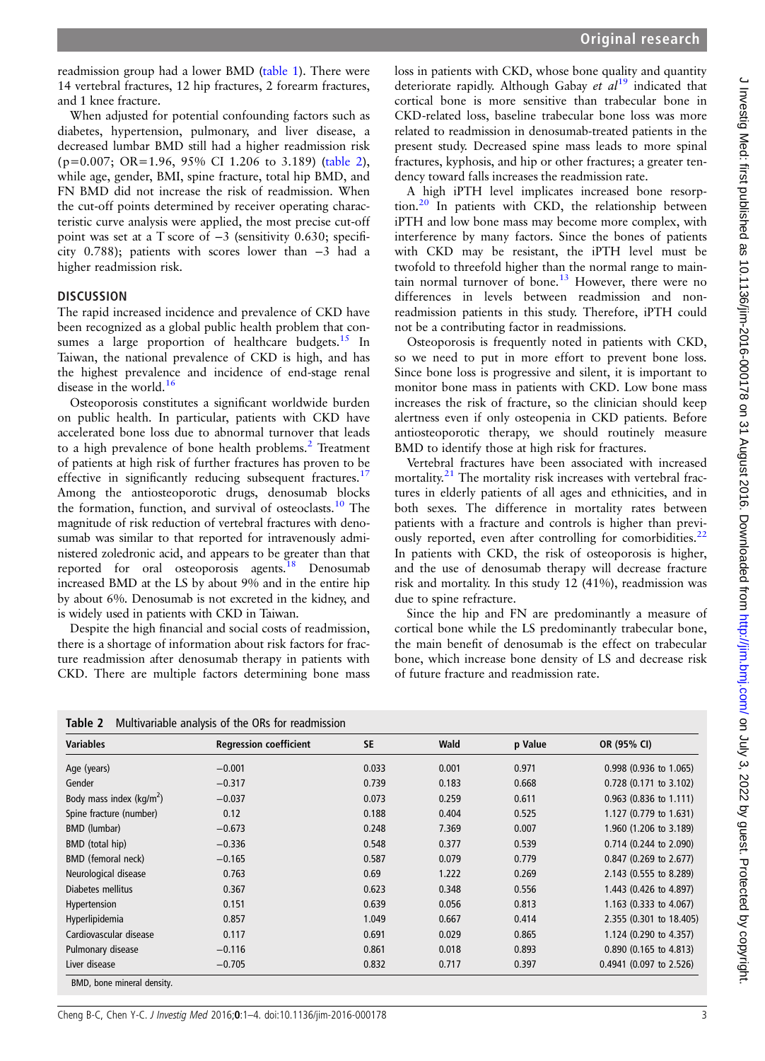readmission group had a lower BMD (table 1). There were 14 vertebral fractures, 12 hip fractures, 2 forearm fractures, and 1 knee fracture.

When adjusted for potential confounding factors such as diabetes, hypertension, pulmonary, and liver disease, a decreased lumbar BMD still had a higher readmission risk ($p=0.007$; OR=1.96, 95% CI 1.206 to 3.189) (table 2), while age, gender, BMI, spine fracture, total hip BMD, and FN BMD did not increase the risk of readmission. When the cut-off points determined by receiver operating characteristic curve analysis were applied, the most precise cut-off point was set at a T score of −3 (sensitivity 0.630; specificity 0.788); patients with scores lower than −3 had a higher readmission risk.

## DISCUSSION

The rapid increased incidence and prevalence of CKD have been recognized as a global public health problem that consumes a large proportion of healthcare budgets.[15] In Taiwan, the national prevalence of CKD is high, and has the highest prevalence and incidence of end-stage renal disease in the world.[16]

Osteoporosis constitutes a significant worldwide burden on public health. In particular, patients with CKD have accelerated bone loss due to abnormal turnover that leads to a high prevalence of bone health problems.[2] Treatment of patients at high risk of further fractures has proven to be effective in significantly reducing subsequent fractures.[17] Among the antiosteoporotic drugs, denosumab blocks the formation, function, and survival of osteoclasts.[10] The magnitude of risk reduction of vertebral fractures with denosumab was similar to that reported for intravenously administered zoledronic acid, and appears to be greater than that reported for oral osteoporosis agents.[18] Denosumab increased BMD at the LS by about 9% and in the entire hip by about 6%. Denosumab is not excreted in the kidney, and is widely used in patients with CKD in Taiwan.

Despite the high financial and social costs of readmission, there is a shortage of information about risk factors for fracture readmission after denosumab therapy in patients with CKD. There are multiple factors determining bone mass loss in patients with CKD, whose bone quality and quantity deteriorate rapidly. Although Gabay *et al*[19] indicated that cortical bone is more sensitive than trabecular bone in CKD-related loss, baseline trabecular bone loss was more related to readmission in denosumab-treated patients in the present study. Decreased spine mass leads to more spinal fractures, kyphosis, and hip or other fractures; a greater tendency toward falls increases the readmission rate.

A high iPTH level implicates increased bone resorption.[20] In patients with CKD, the relationship between iPTH and low bone mass may become more complex, with interference by many factors. Since the bones of patients with CKD may be resistant, the iPTH level must be twofold to threefold higher than the normal range to maintain normal turnover of bone.[13] However, there were no differences in levels between readmission and non-readmission patients in this study. Therefore, iPTH could not be a contributing factor in readmissions.

Osteoporosis is frequently noted in patients with CKD, so we need to put in more effort to prevent bone loss. Since bone loss is progressive and silent, it is important to monitor bone mass in patients with CKD. Low bone mass increases the risk of fracture, so the clinician should keep alertness even if only osteopenia in CKD patients. Before antiosteoporotic therapy, we should routinely measure BMD to identify those at high risk for fractures.

Vertebral fractures have been associated with increased mortality.[21] The mortality risk increases with vertebral fractures in elderly patients of all ages and ethnicities, and in both sexes. The difference in mortality rates between patients with a fracture and controls is higher than previously reported, even after controlling for comorbidities.[22] In patients with CKD, the risk of osteoporosis is higher, and the use of denosumab therapy will decrease fracture risk and mortality. In this study 12 (41%), readmission was due to spine refracture.

Since the hip and FN are predominantly a measure of cortical bone while the LS predominantly trabecular bone, the main benefit of denosumab is the effect on trabecular bone, which increase bone density of LS and decrease risk of future fracture and readmission rate.

**Table 2** Multivariable analysis of the ORs for readmission

| Variables | Regression coefficient | SE | Wald | p Value | OR (95% CI) |
|---|---|---|---|---|---|
| Age (years) | −0.001 | 0.033 | 0.001 | 0.971 | 0.998 (0.936 to 1.065) |
| Gender | −0.317 | 0.739 | 0.183 | 0.668 | 0.728 (0.171 to 3.102) |
| Body mass index (kg/m$^2$) | −0.037 | 0.073 | 0.259 | 0.611 | 0.963 (0.836 to 1.111) |
| Spine fracture (number) | 0.12 | 0.188 | 0.404 | 0.525 | 1.127 (0.779 to 1.631) |
| BMD (lumbar) | −0.673 | 0.248 | 7.369 | 0.007 | 1.960 (1.206 to 3.189) |
| BMD (total hip) | −0.336 | 0.548 | 0.377 | 0.539 | 0.714 (0.244 to 2.090) |
| BMD (femoral neck) | −0.165 | 0.587 | 0.079 | 0.779 | 0.847 (0.269 to 2.677) |
| Neurological disease | 0.763 | 0.69 | 1.222 | 0.269 | 2.143 (0.555 to 8.289) |
| Diabetes mellitus | 0.367 | 0.623 | 0.348 | 0.556 | 1.443 (0.426 to 4.897) |
| Hypertension | 0.151 | 0.639 | 0.056 | 0.813 | 1.163 (0.333 to 4.067) |
| Hyperlipidemia | 0.857 | 1.049 | 0.667 | 0.414 | 2.355 (0.301 to 18.405) |
| Cardiovascular disease | 0.117 | 0.691 | 0.029 | 0.865 | 1.124 (0.290 to 4.357) |
| Pulmonary disease | −0.116 | 0.861 | 0.018 | 0.893 | 0.890 (0.165 to 4.813) |
| Liver disease | −0.705 | 0.832 | 0.717 | 0.397 | 0.4941 (0.097 to 2.526) |

BMD, bone mineral density.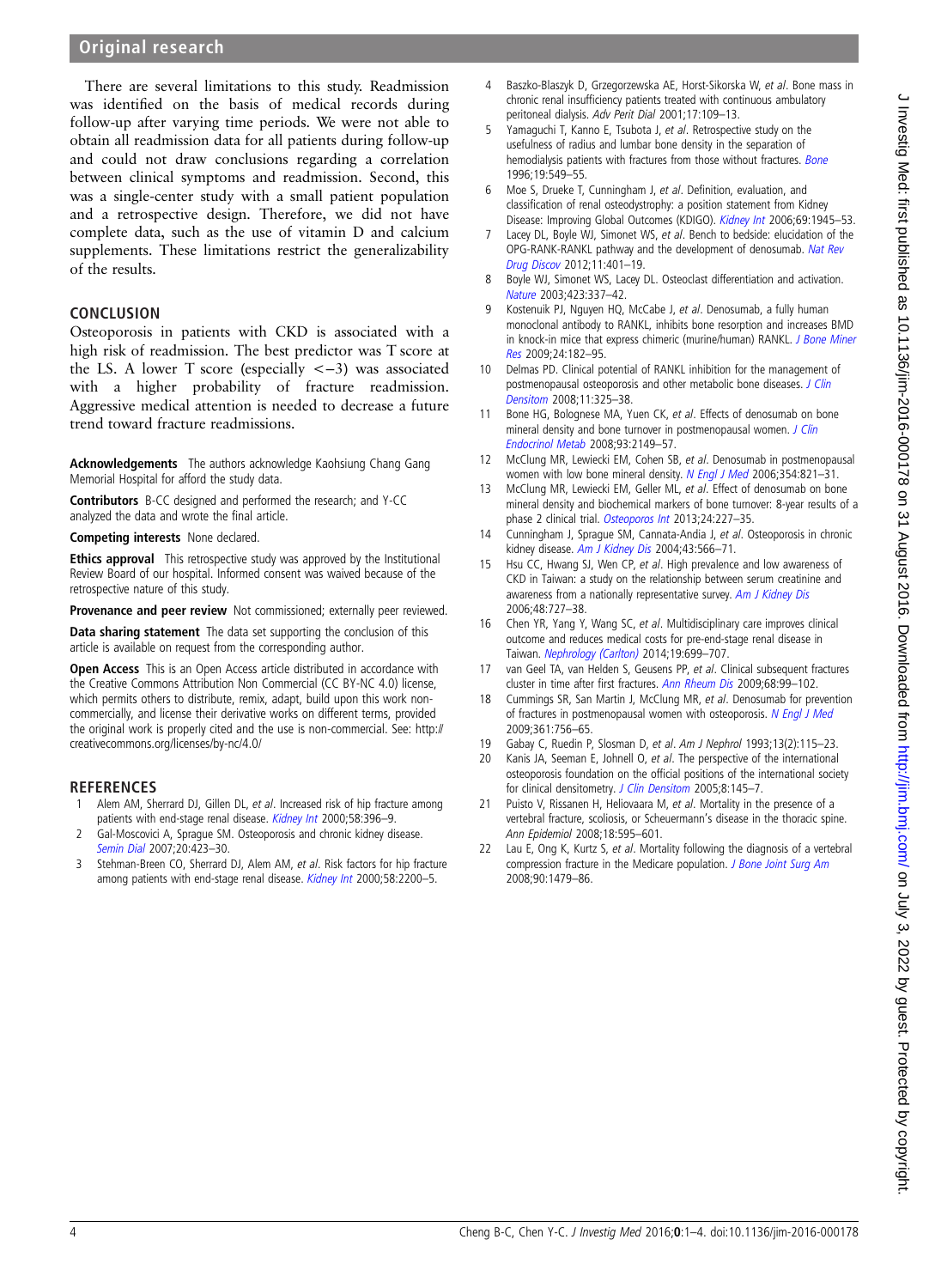There are several limitations to this study. Readmission was identified on the basis of medical records during follow-up after varying time periods. We were not able to obtain all readmission data for all patients during follow-up and could not draw conclusions regarding a correlation between clinical symptoms and readmission. Second, this was a single-center study with a small patient population and a retrospective design. Therefore, we did not have complete data, such as the use of vitamin D and calcium supplements. These limitations restrict the generalizability of the results.

## CONCLUSION

Osteoporosis in patients with CKD is associated with a high risk of readmission. The best predictor was T score at the LS. A lower T score (especially $<-3$) was associated with a higher probability of fracture readmission. Aggressive medical attention is needed to decrease a future trend toward fracture readmissions.

**Acknowledgements** The authors acknowledge Kaohsiung Chang Gang Memorial Hospital for afford the study data.

**Contributors** B-CC designed and performed the research; and Y-CC analyzed the data and wrote the final article.

**Competing interests** None declared.

**Ethics approval** This retrospective study was approved by the Institutional Review Board of our hospital. Informed consent was waived because of the retrospective nature of this study.

**Provenance and peer review** Not commissioned; externally peer reviewed.

**Data sharing statement** The data set supporting the conclusion of this article is available on request from the corresponding author.

**Open Access** This is an Open Access article distributed in accordance with the Creative Commons Attribution Non Commercial (CC BY-NC 4.0) license, which permits others to distribute, remix, adapt, build upon this work non-commercially, and license their derivative works on different terms, provided the original work is properly cited and the use is non-commercial. See: http://creativecommons.org/licenses/by-nc/4.0/

## REFERENCES

1. Alem AM, Sherrard DJ, Gillen DL, *et al*. Increased risk of hip fracture among patients with end-stage renal disease. *Kidney Int* 2000;58:396–9.
2. Gal-Moscovici A, Sprague SM. Osteoporosis and chronic kidney disease. *Semin Dial* 2007;20:423–30.
3. Stehman-Breen CO, Sherrard DJ, Alem AM, *et al*. Risk factors for hip fracture among patients with end-stage renal disease. *Kidney Int* 2000;58:2200–5.
4. Baszko-Blaszyk D, Grzegorzewska AE, Horst-Sikorska W, *et al*. Bone mass in chronic renal insufficiency patients treated with continuous ambulatory peritoneal dialysis. *Adv Perit Dial* 2001;17:109–13.
5. Yamaguchi T, Kanno E, Tsubota J, *et al*. Retrospective study on the usefulness of radius and lumbar bone density in the separation of hemodialysis patients with fractures from those without fractures. *Bone* 1996;19:549–55.
6. Moe S, Drueke T, Cunningham J, *et al*. Definition, evaluation, and classification of renal osteodystrophy: a position statement from Kidney Disease: Improving Global Outcomes (KDIGO). *Kidney Int* 2006;69:1945–53.
7. Lacey DL, Boyle WJ, Simonet WS, *et al*. Bench to bedside: elucidation of the OPG-RANK-RANKL pathway and the development of denosumab. *Nat Rev Drug Discov* 2012;11:401–19.
8. Boyle WJ, Simonet WS, Lacey DL. Osteoclast differentiation and activation. *Nature* 2003;423:337–42.
9. Kostenuik PJ, Nguyen HQ, McCabe J, *et al*. Denosumab, a fully human monoclonal antibody to RANKL, inhibits bone resorption and increases BMD in knock-in mice that express chimeric (murine/human) RANKL. *J Bone Miner Res* 2009;24:182–95.
10. Delmas PD. Clinical potential of RANKL inhibition for the management of postmenopausal osteoporosis and other metabolic bone diseases. *J Clin Densitom* 2008;11:325–38.
11. Bone HG, Bolognese MA, Yuen CK, *et al*. Effects of denosumab on bone mineral density and bone turnover in postmenopausal women. *J Clin Endocrinol Metab* 2008;93:2149–57.
12. McClung MR, Lewiecki EM, Cohen SB, *et al*. Denosumab in postmenopausal women with low bone mineral density. *N Engl J Med* 2006;354:821–31.
13. McClung MR, Lewiecki EM, Geller ML, *et al*. Effect of denosumab on bone mineral density and biochemical markers of bone turnover: 8-year results of a phase 2 clinical trial. *Osteoporos Int* 2013;24:227–35.
14. Cunningham J, Sprague SM, Cannata-Andia J, *et al*. Osteoporosis in chronic kidney disease. *Am J Kidney Dis* 2004;43:566–71.
15. Hsu CC, Hwang SJ, Wen CP, *et al*. High prevalence and low awareness of CKD in Taiwan: a study on the relationship between serum creatinine and awareness from a nationally representative survey. *Am J Kidney Dis* 2006;48:727–38.
16. Chen YR, Yang Y, Wang SC, *et al*. Multidisciplinary care improves clinical outcome and reduces medical costs for pre-end-stage renal disease in Taiwan. *Nephrology (Carlton)* 2014;19:699–707.
17. van Geel TA, van Helden S, Geusens PP, *et al*. Clinical subsequent fractures cluster in time after first fractures. *Ann Rheum Dis* 2009;68:99–102.
18. Cummings SR, San Martin J, McClung MR, *et al*. Denosumab for prevention of fractures in postmenopausal women with osteoporosis. *N Engl J Med* 2009;361:756–65.
19. Gabay C, Ruedin P, Slosman D, *et al*. *Am J Nephrol* 1993;13(2):115–23.
20. Kanis JA, Seeman E, Johnell O, *et al*. The perspective of the international osteoporosis foundation on the official positions of the international society for clinical densitometry. *J Clin Densitom* 2005;8:145–7.
21. Puisto V, Rissanen H, Heliovaara M, *et al*. Mortality in the presence of a vertebral fracture, scoliosis, or Scheuermann's disease in the thoracic spine. *Ann Epidemiol* 2008;18:595–601.
22. Lau E, Ong K, Kurtz S, *et al*. Mortality following the diagnosis of a vertebral compression fracture in the Medicare population. *J Bone Joint Surg Am* 2008;90:1479–86.